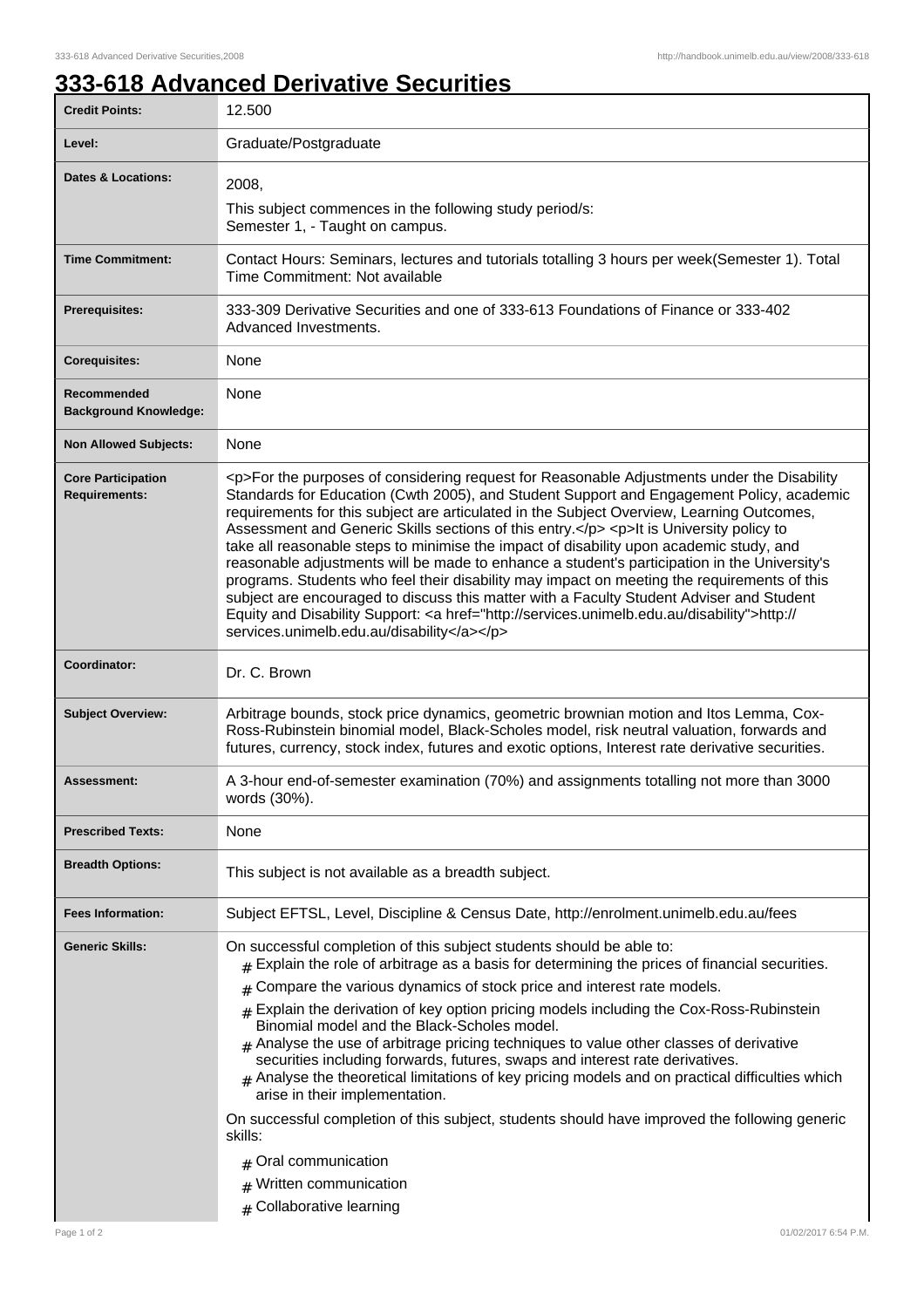# 333-618 Advanced Derivative Securities

| | |
|---|---|
| **Credit Points:** | 12.500 |
| **Level:** | Graduate/Postgraduate |
| **Dates & Locations:** | 2008,<br>This subject commences in the following study period/s:<br>Semester 1, - Taught on campus. |
| **Time Commitment:** | Contact Hours: Seminars, lectures and tutorials totalling 3 hours per week(Semester 1). Total Time Commitment: Not available |
| **Prerequisites:** | 333-309 Derivative Securities and one of 333-613 Foundations of Finance or 333-402 Advanced Investments. |
| **Corequisites:** | None |
| **Recommended Background Knowledge:** | None |
| **Non Allowed Subjects:** | None |
| **Core Participation Requirements:** | <p>For the purposes of considering request for Reasonable Adjustments under the Disability Standards for Education (Cwth 2005), and Student Support and Engagement Policy, academic requirements for this subject are articulated in the Subject Overview, Learning Outcomes, Assessment and Generic Skills sections of this entry.</p> <p>It is University policy to take all reasonable steps to minimise the impact of disability upon academic study, and reasonable adjustments will be made to enhance a student's participation in the University's programs. Students who feel their disability may impact on meeting the requirements of this subject are encouraged to discuss this matter with a Faculty Student Adviser and Student Equity and Disability Support: <a href="http://services.unimelb.edu.au/disability">http://services.unimelb.edu.au/disability</a></p> |
| **Coordinator:** | Dr. C. Brown |
| **Subject Overview:** | Arbitrage bounds, stock price dynamics, geometric brownian motion and Itos Lemma, Cox-Ross-Rubinstein binomial model, Black-Scholes model, risk neutral valuation, forwards and futures, currency, stock index, futures and exotic options, Interest rate derivative securities. |
| **Assessment:** | A 3-hour end-of-semester examination (70%) and assignments totalling not more than 3000 words (30%). |
| **Prescribed Texts:** | None |
| **Breadth Options:** | This subject is not available as a breadth subject. |
| **Fees Information:** | Subject EFTSL, Level, Discipline & Census Date, http://enrolment.unimelb.edu.au/fees |
| **Generic Skills:** | On successful completion of this subject students should be able to:<br># Explain the role of arbitrage as a basis for determining the prices of financial securities.<br># Compare the various dynamics of stock price and interest rate models.<br># Explain the derivation of key option pricing models including the Cox-Ross-Rubinstein Binomial model and the Black-Scholes model.<br># Analyse the use of arbitrage pricing techniques to value other classes of derivative securities including forwards, futures, swaps and interest rate derivatives.<br># Analyse the theoretical limitations of key pricing models and on practical difficulties which arise in their implementation.<br>On successful completion of this subject, students should have improved the following generic skills:<br># Oral communication<br># Written communication<br># Collaborative learning |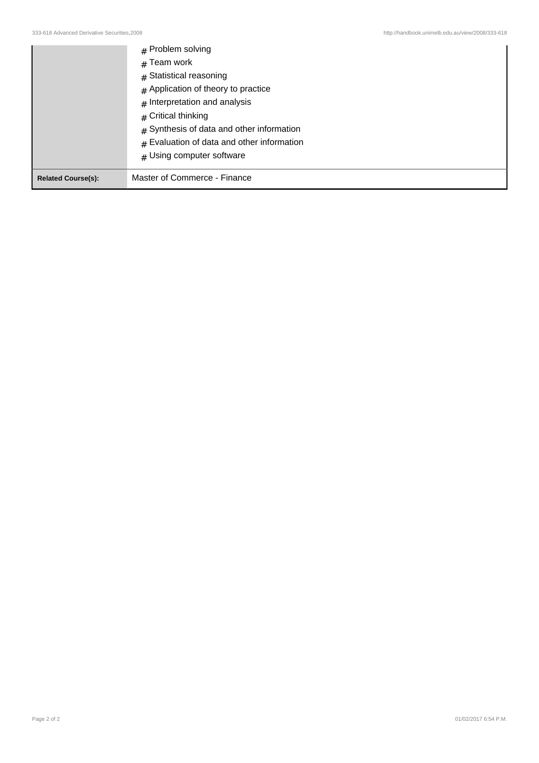| | |
|---|---|
| | # Problem solving<br># Team work<br># Statistical reasoning<br># Application of theory to practice<br># Interpretation and analysis<br># Critical thinking<br># Synthesis of data and other information<br># Evaluation of data and other information<br># Using computer software |
| **Related Course(s):** | Master of Commerce - Finance |